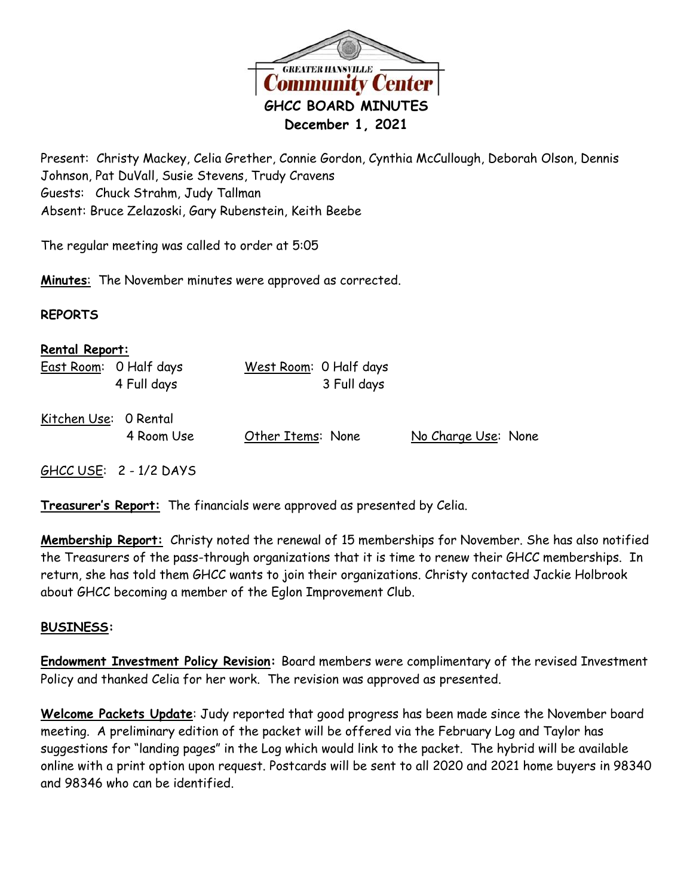GREATER HANSVILLE Community Center

# GHCC BOARD MINUTES

## December 1, 2021

Present: Christy Mackey, Celia Grether, Connie Gordon, Cynthia McCullough, Deborah Olson, Dennis Johnson, Pat DuVall, Susie Stevens, Trudy Cravens
Guests: Chuck Strahm, Judy Tallman
Absent: Bruce Zelazoski, Gary Rubenstein, Keith Beebe

The regular meeting was called to order at 5:05

**Minutes**: The November minutes were approved as corrected.

**REPORTS**

**Rental Report:**

| | | | | | |
|---|---|---|---|---|---|
| East Room: | 0 Half days | West Room: | 0 Half days | | |
| | 4 Full days | | 3 Full days | | |
| Kitchen Use: | 0 Rental | | | | |
| | 4 Room Use | Other Items: | None | No Charge Use: | None |

GHCC USE: 2 - 1/2 DAYS

**Treasurer's Report:** The financials were approved as presented by Celia.

**Membership Report:** Christy noted the renewal of 15 memberships for November. She has also notified the Treasurers of the pass-through organizations that it is time to renew their GHCC memberships. In return, she has told them GHCC wants to join their organizations. Christy contacted Jackie Holbrook about GHCC becoming a member of the Eglon Improvement Club.

**BUSINESS:**

**Endowment Investment Policy Revision:** Board members were complimentary of the revised Investment Policy and thanked Celia for her work. The revision was approved as presented.

**Welcome Packets Update**: Judy reported that good progress has been made since the November board meeting. A preliminary edition of the packet will be offered via the February Log and Taylor has suggestions for "landing pages" in the Log which would link to the packet. The hybrid will be available online with a print option upon request. Postcards will be sent to all 2020 and 2021 home buyers in 98340 and 98346 who can be identified.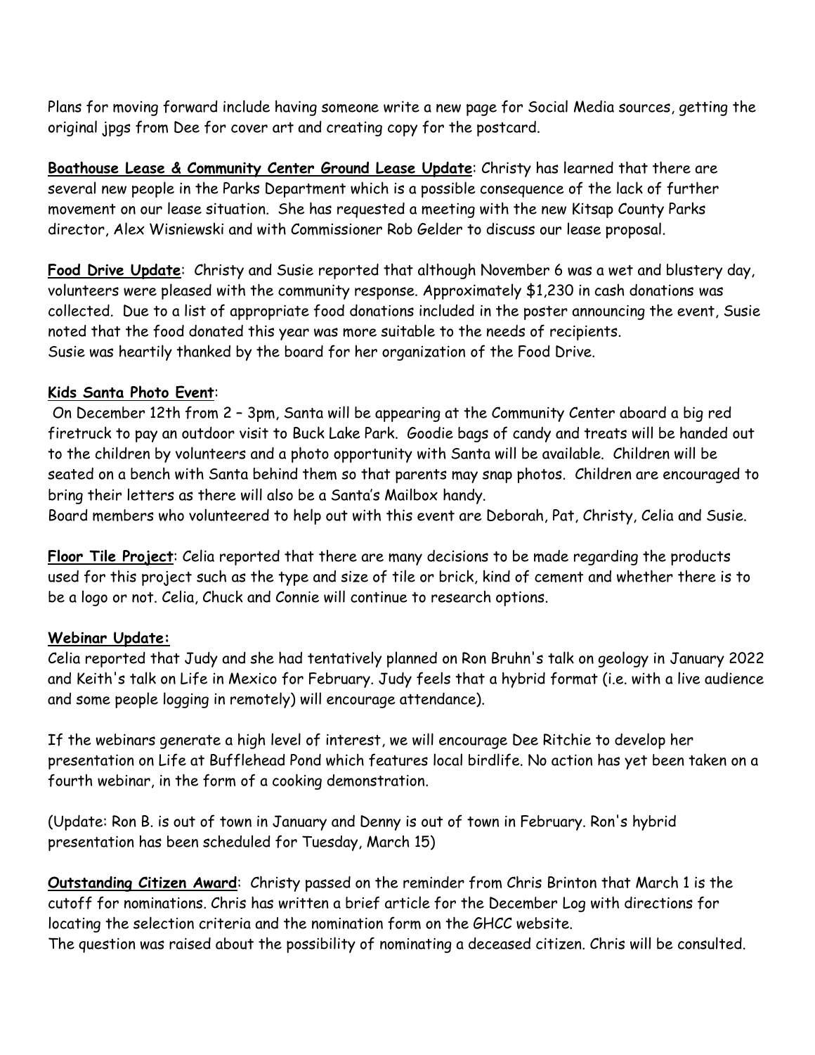Plans for moving forward include having someone write a new page for Social Media sources, getting the original jpgs from Dee for cover art and creating copy for the postcard.

**Boathouse Lease & Community Center Ground Lease Update**: Christy has learned that there are several new people in the Parks Department which is a possible consequence of the lack of further movement on our lease situation. She has requested a meeting with the new Kitsap County Parks director, Alex Wisniewski and with Commissioner Rob Gelder to discuss our lease proposal.

**Food Drive Update**: Christy and Susie reported that although November 6 was a wet and blustery day, volunteers were pleased with the community response. Approximately $1,230 in cash donations was collected. Due to a list of appropriate food donations included in the poster announcing the event, Susie noted that the food donated this year was more suitable to the needs of recipients.
Susie was heartily thanked by the board for her organization of the Food Drive.

**Kids Santa Photo Event**:
On December 12th from 2 – 3pm, Santa will be appearing at the Community Center aboard a big red firetruck to pay an outdoor visit to Buck Lake Park. Goodie bags of candy and treats will be handed out to the children by volunteers and a photo opportunity with Santa will be available. Children will be seated on a bench with Santa behind them so that parents may snap photos. Children are encouraged to bring their letters as there will also be a Santa's Mailbox handy.
Board members who volunteered to help out with this event are Deborah, Pat, Christy, Celia and Susie.

**Floor Tile Project**: Celia reported that there are many decisions to be made regarding the products used for this project such as the type and size of tile or brick, kind of cement and whether there is to be a logo or not. Celia, Chuck and Connie will continue to research options.

**Webinar Update:**
Celia reported that Judy and she had tentatively planned on Ron Bruhn's talk on geology in January 2022 and Keith's talk on Life in Mexico for February. Judy feels that a hybrid format (i.e. with a live audience and some people logging in remotely) will encourage attendance).

If the webinars generate a high level of interest, we will encourage Dee Ritchie to develop her presentation on Life at Bufflehead Pond which features local birdlife. No action has yet been taken on a fourth webinar, in the form of a cooking demonstration.

(Update: Ron B. is out of town in January and Denny is out of town in February. Ron's hybrid presentation has been scheduled for Tuesday, March 15)

**Outstanding Citizen Award**: Christy passed on the reminder from Chris Brinton that March 1 is the cutoff for nominations. Chris has written a brief article for the December Log with directions for locating the selection criteria and the nomination form on the GHCC website.
The question was raised about the possibility of nominating a deceased citizen. Chris will be consulted.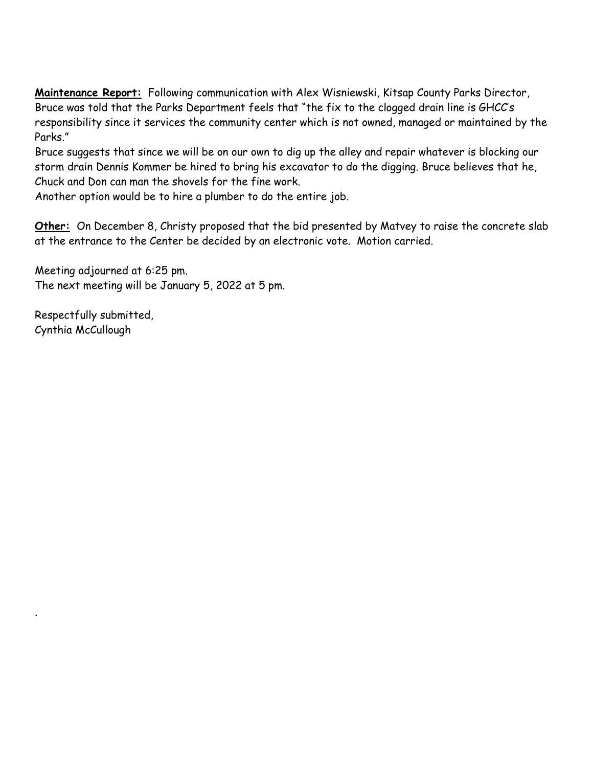**Maintenance Report:** Following communication with Alex Wisniewski, Kitsap County Parks Director, Bruce was told that the Parks Department feels that "the fix to the clogged drain line is GHCC's responsibility since it services the community center which is not owned, managed or maintained by the Parks."
Bruce suggests that since we will be on our own to dig up the alley and repair whatever is blocking our storm drain Dennis Kommer be hired to bring his excavator to do the digging. Bruce believes that he, Chuck and Don can man the shovels for the fine work.
Another option would be to hire a plumber to do the entire job.

**Other:** On December 8, Christy proposed that the bid presented by Matvey to raise the concrete slab at the entrance to the Center be decided by an electronic vote. Motion carried.

Meeting adjourned at 6:25 pm.
The next meeting will be January 5, 2022 at 5 pm.

Respectfully submitted,
Cynthia McCullough